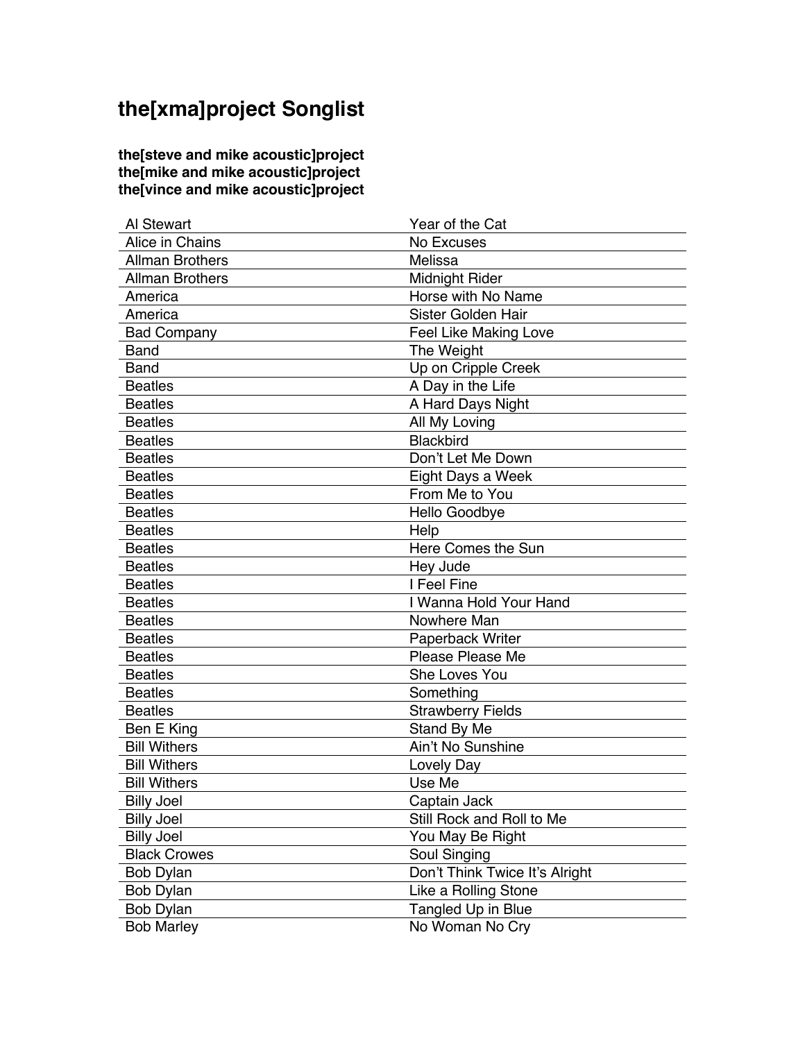# the[xma]project Songlist

**the[steve and mike acoustic]project**
**the[mike and mike acoustic]project**
**the[vince and mike acoustic]project**

| | |
|---|---|
| Al Stewart | Year of the Cat |
| Alice in Chains | No Excuses |
| Allman Brothers | Melissa |
| Allman Brothers | Midnight Rider |
| America | Horse with No Name |
| America | Sister Golden Hair |
| Bad Company | Feel Like Making Love |
| Band | The Weight |
| Band | Up on Cripple Creek |
| Beatles | A Day in the Life |
| Beatles | A Hard Days Night |
| Beatles | All My Loving |
| Beatles | Blackbird |
| Beatles | Don’t Let Me Down |
| Beatles | Eight Days a Week |
| Beatles | From Me to You |
| Beatles | Hello Goodbye |
| Beatles | Help |
| Beatles | Here Comes the Sun |
| Beatles | Hey Jude |
| Beatles | I Feel Fine |
| Beatles | I Wanna Hold Your Hand |
| Beatles | Nowhere Man |
| Beatles | Paperback Writer |
| Beatles | Please Please Me |
| Beatles | She Loves You |
| Beatles | Something |
| Beatles | Strawberry Fields |
| Ben E King | Stand By Me |
| Bill Withers | Ain’t No Sunshine |
| Bill Withers | Lovely Day |
| Bill Withers | Use Me |
| Billy Joel | Captain Jack |
| Billy Joel | Still Rock and Roll to Me |
| Billy Joel | You May Be Right |
| Black Crowes | Soul Singing |
| Bob Dylan | Don’t Think Twice It’s Alright |
| Bob Dylan | Like a Rolling Stone |
| Bob Dylan | Tangled Up in Blue |
| Bob Marley | No Woman No Cry |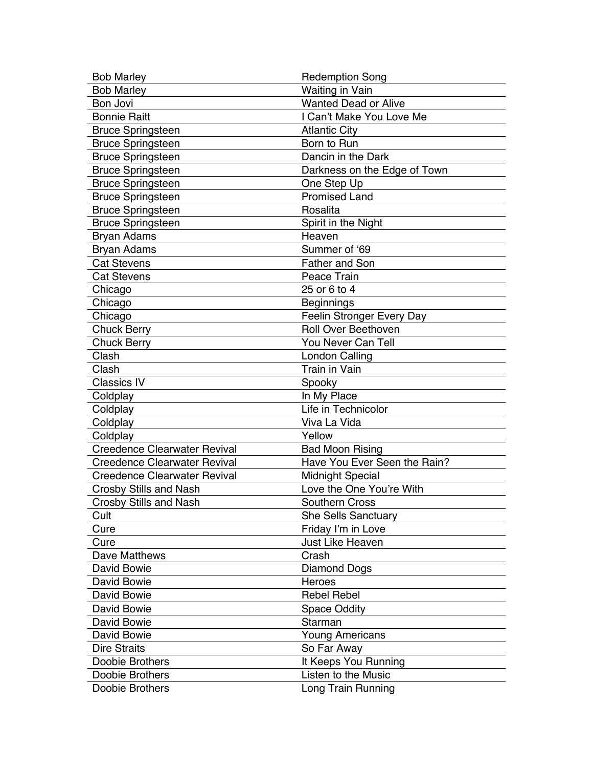| Bob Marley | Redemption Song |
|---|---|
| Bob Marley | Waiting in Vain |
| Bon Jovi | Wanted Dead or Alive |
| Bonnie Raitt | I Can't Make You Love Me |
| Bruce Springsteen | Atlantic City |
| Bruce Springsteen | Born to Run |
| Bruce Springsteen | Dancin in the Dark |
| Bruce Springsteen | Darkness on the Edge of Town |
| Bruce Springsteen | One Step Up |
| Bruce Springsteen | Promised Land |
| Bruce Springsteen | Rosalita |
| Bruce Springsteen | Spirit in the Night |
| Bryan Adams | Heaven |
| Bryan Adams | Summer of '69 |
| Cat Stevens | Father and Son |
| Cat Stevens | Peace Train |
| Chicago | 25 or 6 to 4 |
| Chicago | Beginnings |
| Chicago | Feelin Stronger Every Day |
| Chuck Berry | Roll Over Beethoven |
| Chuck Berry | You Never Can Tell |
| Clash | London Calling |
| Clash | Train in Vain |
| Classics IV | Spooky |
| Coldplay | In My Place |
| Coldplay | Life in Technicolor |
| Coldplay | Viva La Vida |
| Coldplay | Yellow |
| Creedence Clearwater Revival | Bad Moon Rising |
| Creedence Clearwater Revival | Have You Ever Seen the Rain? |
| Creedence Clearwater Revival | Midnight Special |
| Crosby Stills and Nash | Love the One You're With |
| Crosby Stills and Nash | Southern Cross |
| Cult | She Sells Sanctuary |
| Cure | Friday I'm in Love |
| Cure | Just Like Heaven |
| Dave Matthews | Crash |
| David Bowie | Diamond Dogs |
| David Bowie | Heroes |
| David Bowie | Rebel Rebel |
| David Bowie | Space Oddity |
| David Bowie | Starman |
| David Bowie | Young Americans |
| Dire Straits | So Far Away |
| Doobie Brothers | It Keeps You Running |
| Doobie Brothers | Listen to the Music |
| Doobie Brothers | Long Train Running |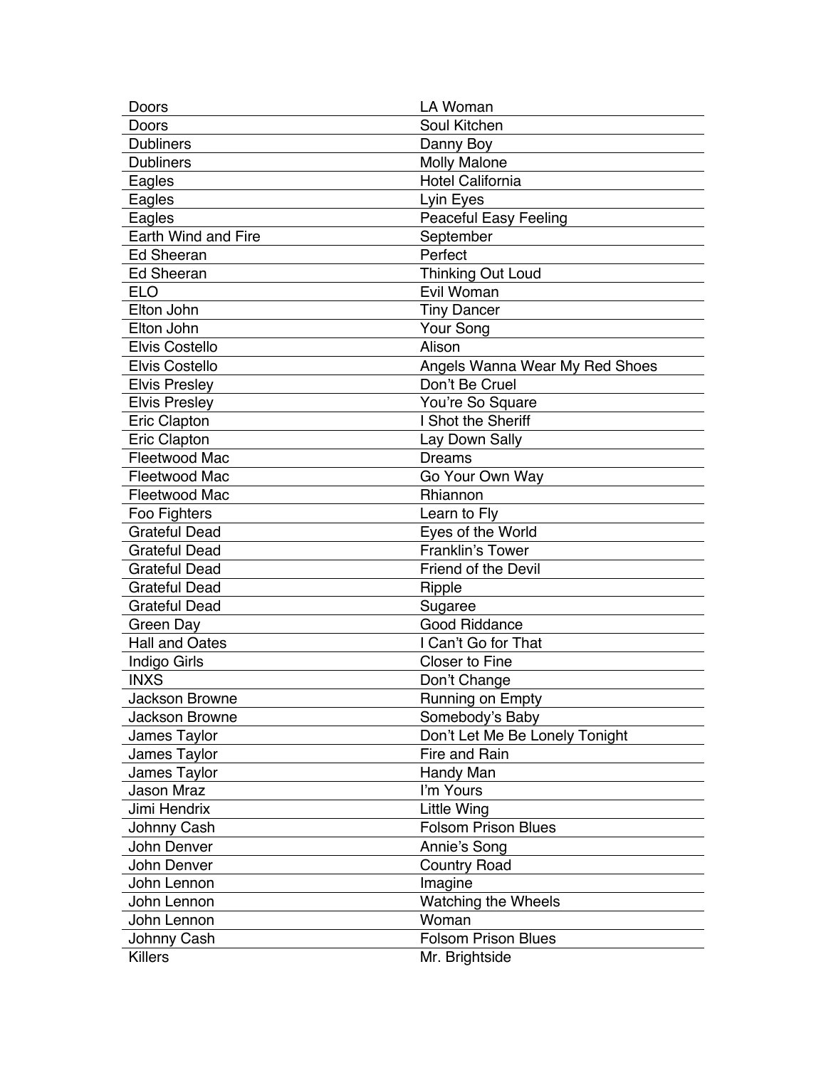| Doors | LA Woman |
|---|---|
| Doors | Soul Kitchen |
| Dubliners | Danny Boy |
| Dubliners | Molly Malone |
| Eagles | Hotel California |
| Eagles | Lyin Eyes |
| Eagles | Peaceful Easy Feeling |
| Earth Wind and Fire | September |
| Ed Sheeran | Perfect |
| Ed Sheeran | Thinking Out Loud |
| ELO | Evil Woman |
| Elton John | Tiny Dancer |
| Elton John | Your Song |
| Elvis Costello | Alison |
| Elvis Costello | Angels Wanna Wear My Red Shoes |
| Elvis Presley | Don't Be Cruel |
| Elvis Presley | You're So Square |
| Eric Clapton | I Shot the Sheriff |
| Eric Clapton | Lay Down Sally |
| Fleetwood Mac | Dreams |
| Fleetwood Mac | Go Your Own Way |
| Fleetwood Mac | Rhiannon |
| Foo Fighters | Learn to Fly |
| Grateful Dead | Eyes of the World |
| Grateful Dead | Franklin's Tower |
| Grateful Dead | Friend of the Devil |
| Grateful Dead | Ripple |
| Grateful Dead | Sugaree |
| Green Day | Good Riddance |
| Hall and Oates | I Can't Go for That |
| Indigo Girls | Closer to Fine |
| INXS | Don't Change |
| Jackson Browne | Running on Empty |
| Jackson Browne | Somebody's Baby |
| James Taylor | Don't Let Me Be Lonely Tonight |
| James Taylor | Fire and Rain |
| James Taylor | Handy Man |
| Jason Mraz | I'm Yours |
| Jimi Hendrix | Little Wing |
| Johnny Cash | Folsom Prison Blues |
| John Denver | Annie's Song |
| John Denver | Country Road |
| John Lennon | Imagine |
| John Lennon | Watching the Wheels |
| John Lennon | Woman |
| Johnny Cash | Folsom Prison Blues |
| Killers | Mr. Brightside |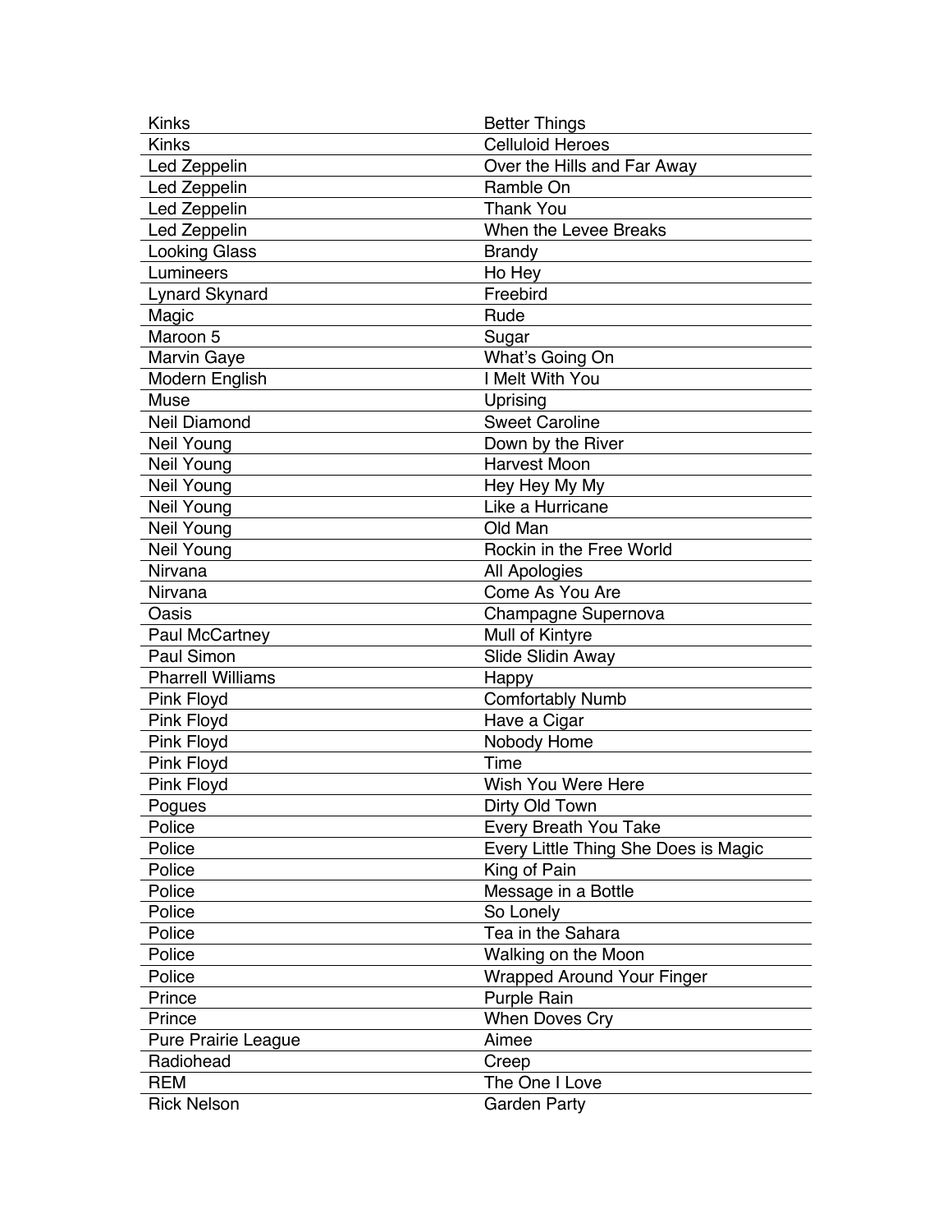| Kinks | Better Things |
|---|---|
| Kinks | Celluloid Heroes |
| Led Zeppelin | Over the Hills and Far Away |
| Led Zeppelin | Ramble On |
| Led Zeppelin | Thank You |
| Led Zeppelin | When the Levee Breaks |
| Looking Glass | Brandy |
| Lumineers | Ho Hey |
| Lynard Skynard | Freebird |
| Magic | Rude |
| Maroon 5 | Sugar |
| Marvin Gaye | What's Going On |
| Modern English | I Melt With You |
| Muse | Uprising |
| Neil Diamond | Sweet Caroline |
| Neil Young | Down by the River |
| Neil Young | Harvest Moon |
| Neil Young | Hey Hey My My |
| Neil Young | Like a Hurricane |
| Neil Young | Old Man |
| Neil Young | Rockin in the Free World |
| Nirvana | All Apologies |
| Nirvana | Come As You Are |
| Oasis | Champagne Supernova |
| Paul McCartney | Mull of Kintyre |
| Paul Simon | Slide Slidin Away |
| Pharrell Williams | Happy |
| Pink Floyd | Comfortably Numb |
| Pink Floyd | Have a Cigar |
| Pink Floyd | Nobody Home |
| Pink Floyd | Time |
| Pink Floyd | Wish You Were Here |
| Pogues | Dirty Old Town |
| Police | Every Breath You Take |
| Police | Every Little Thing She Does is Magic |
| Police | King of Pain |
| Police | Message in a Bottle |
| Police | So Lonely |
| Police | Tea in the Sahara |
| Police | Walking on the Moon |
| Police | Wrapped Around Your Finger |
| Prince | Purple Rain |
| Prince | When Doves Cry |
| Pure Prairie League | Aimee |
| Radiohead | Creep |
| REM | The One I Love |
| Rick Nelson | Garden Party |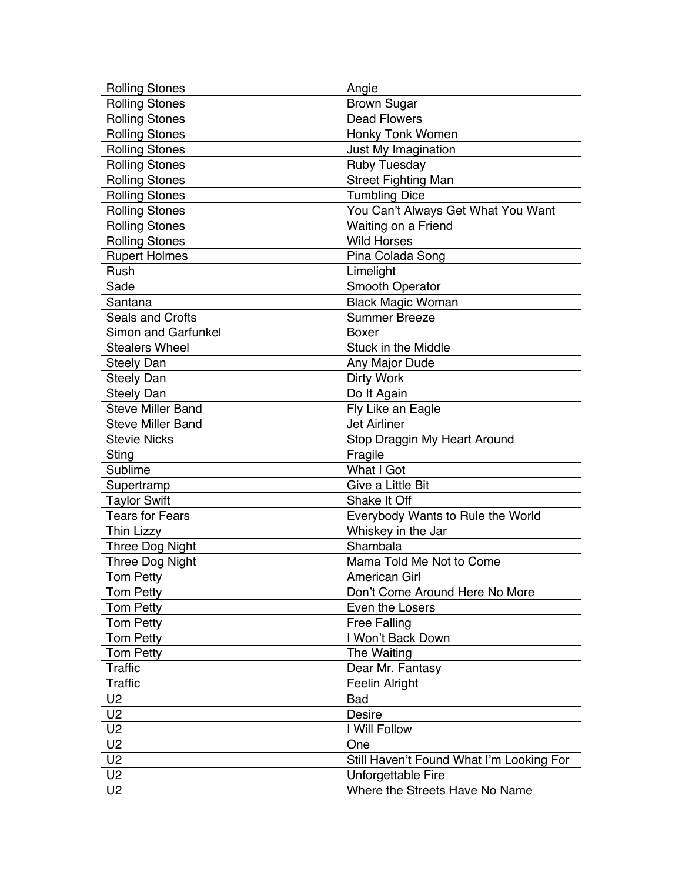| Rolling Stones | Angie |
|---|---|
| Rolling Stones | Brown Sugar |
| Rolling Stones | Dead Flowers |
| Rolling Stones | Honky Tonk Women |
| Rolling Stones | Just My Imagination |
| Rolling Stones | Ruby Tuesday |
| Rolling Stones | Street Fighting Man |
| Rolling Stones | Tumbling Dice |
| Rolling Stones | You Can't Always Get What You Want |
| Rolling Stones | Waiting on a Friend |
| Rolling Stones | Wild Horses |
| Rupert Holmes | Pina Colada Song |
| Rush | Limelight |
| Sade | Smooth Operator |
| Santana | Black Magic Woman |
| Seals and Crofts | Summer Breeze |
| Simon and Garfunkel | Boxer |
| Stealers Wheel | Stuck in the Middle |
| Steely Dan | Any Major Dude |
| Steely Dan | Dirty Work |
| Steely Dan | Do It Again |
| Steve Miller Band | Fly Like an Eagle |
| Steve Miller Band | Jet Airliner |
| Stevie Nicks | Stop Draggin My Heart Around |
| Sting | Fragile |
| Sublime | What I Got |
| Supertramp | Give a Little Bit |
| Taylor Swift | Shake It Off |
| Tears for Fears | Everybody Wants to Rule the World |
| Thin Lizzy | Whiskey in the Jar |
| Three Dog Night | Shambala |
| Three Dog Night | Mama Told Me Not to Come |
| Tom Petty | American Girl |
| Tom Petty | Don't Come Around Here No More |
| Tom Petty | Even the Losers |
| Tom Petty | Free Falling |
| Tom Petty | I Won't Back Down |
| Tom Petty | The Waiting |
| Traffic | Dear Mr. Fantasy |
| Traffic | Feelin Alright |
| U2 | Bad |
| U2 | Desire |
| U2 | I Will Follow |
| U2 | One |
| U2 | Still Haven't Found What I'm Looking For |
| U2 | Unforgettable Fire |
| U2 | Where the Streets Have No Name |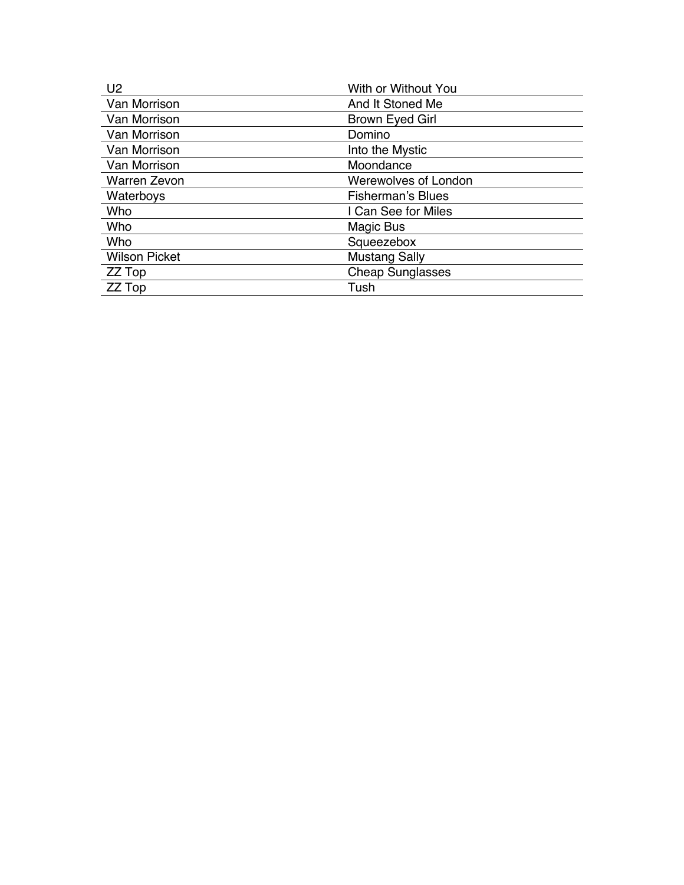| | |
|---|---|
| U2 | With or Without You |
| Van Morrison | And It Stoned Me |
| Van Morrison | Brown Eyed Girl |
| Van Morrison | Domino |
| Van Morrison | Into the Mystic |
| Van Morrison | Moondance |
| Warren Zevon | Werewolves of London |
| Waterboys | Fisherman's Blues |
| Who | I Can See for Miles |
| Who | Magic Bus |
| Who | Squeezebox |
| Wilson Picket | Mustang Sally |
| ZZ Top | Cheap Sunglasses |
| ZZ Top | Tush |